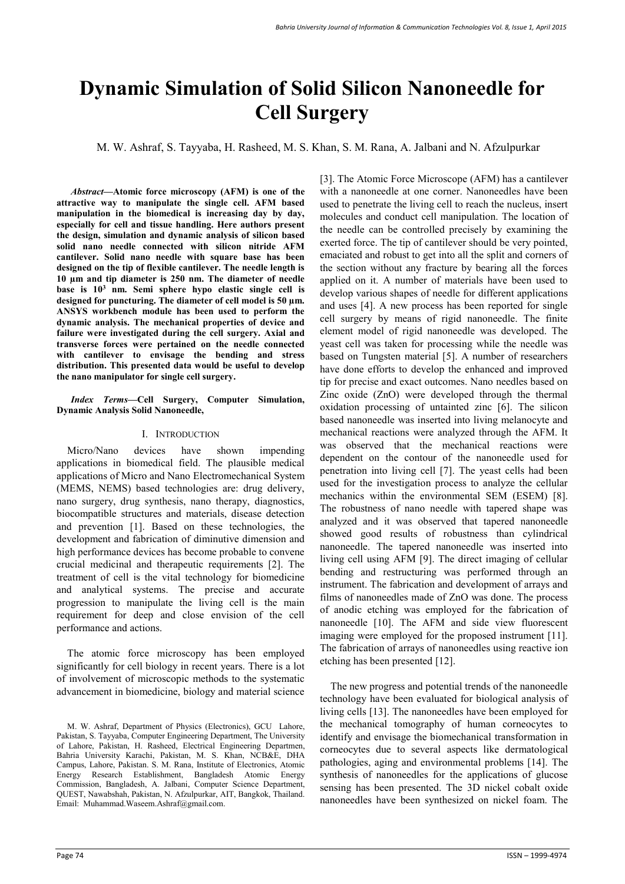# Dynamic Simulation of Solid Silicon Nanoneedle for Cell Surgery

M. W. Ashraf, S. Tayyaba, H. Rasheed, M. S. Khan, S. M. Rana, A. Jalbani and N. Afzulpurkar

***Abstract*—Atomic force microscopy (AFM) is one of the attractive way to manipulate the single cell. AFM based manipulation in the biomedical is increasing day by day, especially for cell and tissue handling. Here authors present the design, simulation and dynamic analysis of silicon based solid nano needle connected with silicon nitride AFM cantilever. Solid nano needle with square base has been designed on the tip of flexible cantilever. The needle length is 10 µm and tip diameter is 250 nm. The diameter of needle base is $10^3$ nm. Semi sphere hypo elastic single cell is designed for puncturing. The diameter of cell model is 50 µm. ANSYS workbench module has been used to perform the dynamic analysis. The mechanical properties of device and failure were investigated during the cell surgery. Axial and transverse forces were pertained on the needle connected with cantilever to envisage the bending and stress distribution. This presented data would be useful to develop the nano manipulator for single cell surgery.**

***Index Terms*—Cell Surgery, Computer Simulation, Dynamic Analysis Solid Nanoneedle,**

## I. Introduction

Micro/Nano devices have shown impending applications in biomedical field. The plausible medical applications of Micro and Nano Electromechanical System (MEMS, NEMS) based technologies are: drug delivery, nano surgery, drug synthesis, nano therapy, diagnostics, biocompatible structures and materials, disease detection and prevention [1]. Based on these technologies, the development and fabrication of diminutive dimension and high performance devices has become probable to convene crucial medicinal and therapeutic requirements [2]. The treatment of cell is the vital technology for biomedicine and analytical systems. The precise and accurate progression to manipulate the living cell is the main requirement for deep and close envision of the cell performance and actions.

The atomic force microscopy has been employed significantly for cell biology in recent years. There is a lot of involvement of microscopic methods to the systematic advancement in biomedicine, biology and material science [3]. The Atomic Force Microscope (AFM) has a cantilever with a nanoneedle at one corner. Nanoneedles have been used to penetrate the living cell to reach the nucleus, insert molecules and conduct cell manipulation. The location of the needle can be controlled precisely by examining the exerted force. The tip of cantilever should be very pointed, emaciated and robust to get into all the split and corners of the section without any fracture by bearing all the forces applied on it. A number of materials have been used to develop various shapes of needle for different applications and uses [4]. A new process has been reported for single cell surgery by means of rigid nanoneedle. The finite element model of rigid nanoneedle was developed. The yeast cell was taken for processing while the needle was based on Tungsten material [5]. A number of researchers have done efforts to develop the enhanced and improved tip for precise and exact outcomes. Nano needles based on Zinc oxide (ZnO) were developed through the thermal oxidation processing of untainted zinc [6]. The silicon based nanoneedle was inserted into living melanocyte and mechanical reactions were analyzed through the AFM. It was observed that the mechanical reactions were dependent on the contour of the nanoneedle used for penetration into living cell [7]. The yeast cells had been used for the investigation process to analyze the cellular mechanics within the environmental SEM (ESEM) [8]. The robustness of nano needle with tapered shape was analyzed and it was observed that tapered nanoneedle showed good results of robustness than cylindrical nanoneedle. The tapered nanoneedle was inserted into living cell using AFM [9]. The direct imaging of cellular bending and restructuring was performed through an instrument. The fabrication and development of arrays and films of nanoneedles made of ZnO was done. The process of anodic etching was employed for the fabrication of nanoneedle [10]. The AFM and side view fluorescent imaging were employed for the proposed instrument [11]. The fabrication of arrays of nanoneedles using reactive ion etching has been presented [12].

The new progress and potential trends of the nanoneedle technology have been evaluated for biological analysis of living cells [13]. The nanoneedles have been employed for the mechanical tomography of human corneocytes to identify and envisage the biomechanical transformation in corneocytes due to several aspects like dermatological pathologies, aging and environmental problems [14]. The synthesis of nanoneedles for the applications of glucose sensing has been presented. The 3D nickel cobalt oxide nanoneedles have been synthesized on nickel foam. The

M. W. Ashraf, Department of Physics (Electronics), GCU Lahore, Pakistan, S. Tayyaba, Computer Engineering Department, The University of Lahore, Pakistan, H. Rasheed, Electrical Engineering Departmen, Bahria University Karachi, Pakistan, M. S. Khan, NCB&E, DHA Campus, Lahore, Pakistan. S. M. Rana, Institute of Electronics, Atomic Energy Research Establishment, Bangladesh Atomic Energy Commission, Bangladesh, A. Jalbani, Computer Science Department, QUEST, Nawabshah, Pakistan, N. Afzulpurkar, AIT, Bangkok, Thailand. Email: Muhammad.Waseem.Ashraf@gmail.com.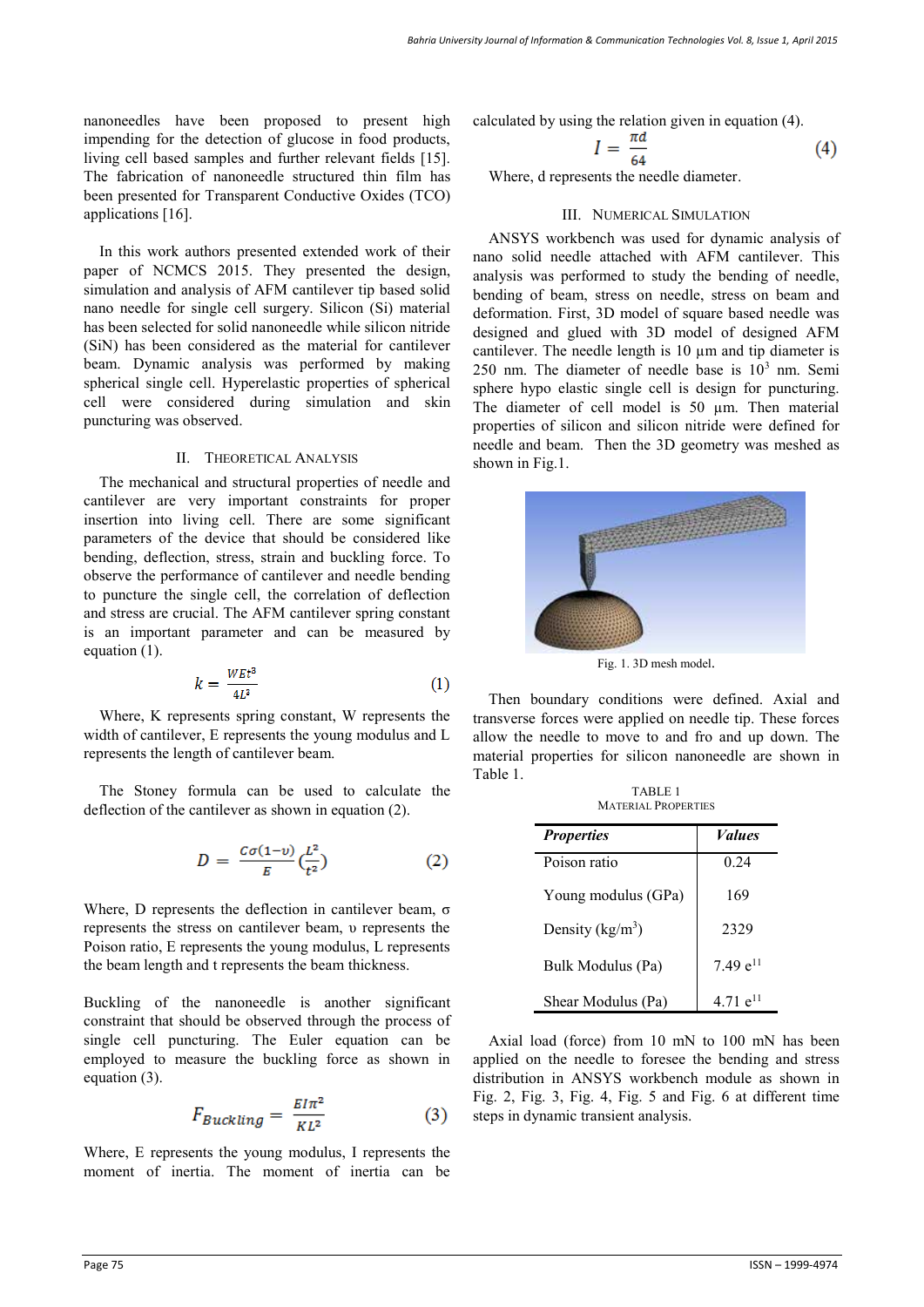nanoneedles have been proposed to present high impending for the detection of glucose in food products, living cell based samples and further relevant fields [15]. The fabrication of nanoneedle structured thin film has been presented for Transparent Conductive Oxides (TCO) applications [16].

In this work authors presented extended work of their paper of NCMCS 2015. They presented the design, simulation and analysis of AFM cantilever tip based solid nano needle for single cell surgery. Silicon (Si) material has been selected for solid nanoneedle while silicon nitride (SiN) has been considered as the material for cantilever beam. Dynamic analysis was performed by making spherical single cell. Hyperelastic properties of spherical cell were considered during simulation and skin puncturing was observed.

## II. Theoretical Analysis

The mechanical and structural properties of needle and cantilever are very important constraints for proper insertion into living cell. There are some significant parameters of the device that should be considered like bending, deflection, stress, strain and buckling force. To observe the performance of cantilever and needle bending to puncture the single cell, the correlation of deflection and stress are crucial. The AFM cantilever spring constant is an important parameter and can be measured by equation (1).

$$k = \frac{WEt^3}{4L^3} \tag{1}$$

Where, K represents spring constant, W represents the width of cantilever, E represents the young modulus and L represents the length of cantilever beam.

The Stoney formula can be used to calculate the deflection of the cantilever as shown in equation (2).

$$D = \frac{C\sigma(1-\upsilon)}{E}\left(\frac{L^2}{t^2}\right) \tag{2}$$

Where, D represents the deflection in cantilever beam, σ represents the stress on cantilever beam, υ represents the Poison ratio, E represents the young modulus, L represents the beam length and t represents the beam thickness.

Buckling of the nanoneedle is another significant constraint that should be observed through the process of single cell puncturing. The Euler equation can be employed to measure the buckling force as shown in equation (3).

$$F_{Buckling} = \frac{EI\pi^2}{KL^2} \tag{3}$$

Where, E represents the young modulus, I represents the moment of inertia. The moment of inertia can be calculated by using the relation given in equation (4).

$$I = \frac{\pi d}{64} \tag{4}$$

Where, d represents the needle diameter.

## III. Numerical Simulation

ANSYS workbench was used for dynamic analysis of nano solid needle attached with AFM cantilever. This analysis was performed to study the bending of needle, bending of beam, stress on needle, stress on beam and deformation. First, 3D model of square based needle was designed and glued with 3D model of designed AFM cantilever. The needle length is 10 µm and tip diameter is 250 nm. The diameter of needle base is $10^3$ nm. Semi sphere hypo elastic single cell is design for puncturing. The diameter of cell model is 50 µm. Then material properties of silicon and silicon nitride were defined for needle and beam. Then the 3D geometry was meshed as shown in Fig.1.

Fig. 1. 3D mesh model.

Then boundary conditions were defined. Axial and transverse forces were applied on needle tip. These forces allow the needle to move to and fro and up down. The material properties for silicon nanoneedle are shown in Table 1.

TABLE 1
MATERIAL PROPERTIES

| ***Properties*** | ***Values*** |
|---|---|
| Poison ratio | 0.24 |
| Young modulus (GPa) | 169 |
| Density (kg/m$^3$) | 2329 |
| Bulk Modulus (Pa) | 7.49 e$^{11}$ |
| Shear Modulus (Pa) | 4.71 e$^{11}$ |

Axial load (force) from 10 mN to 100 mN has been applied on the needle to foresee the bending and stress distribution in ANSYS workbench module as shown in Fig. 2, Fig. 3, Fig. 4, Fig. 5 and Fig. 6 at different time steps in dynamic transient analysis.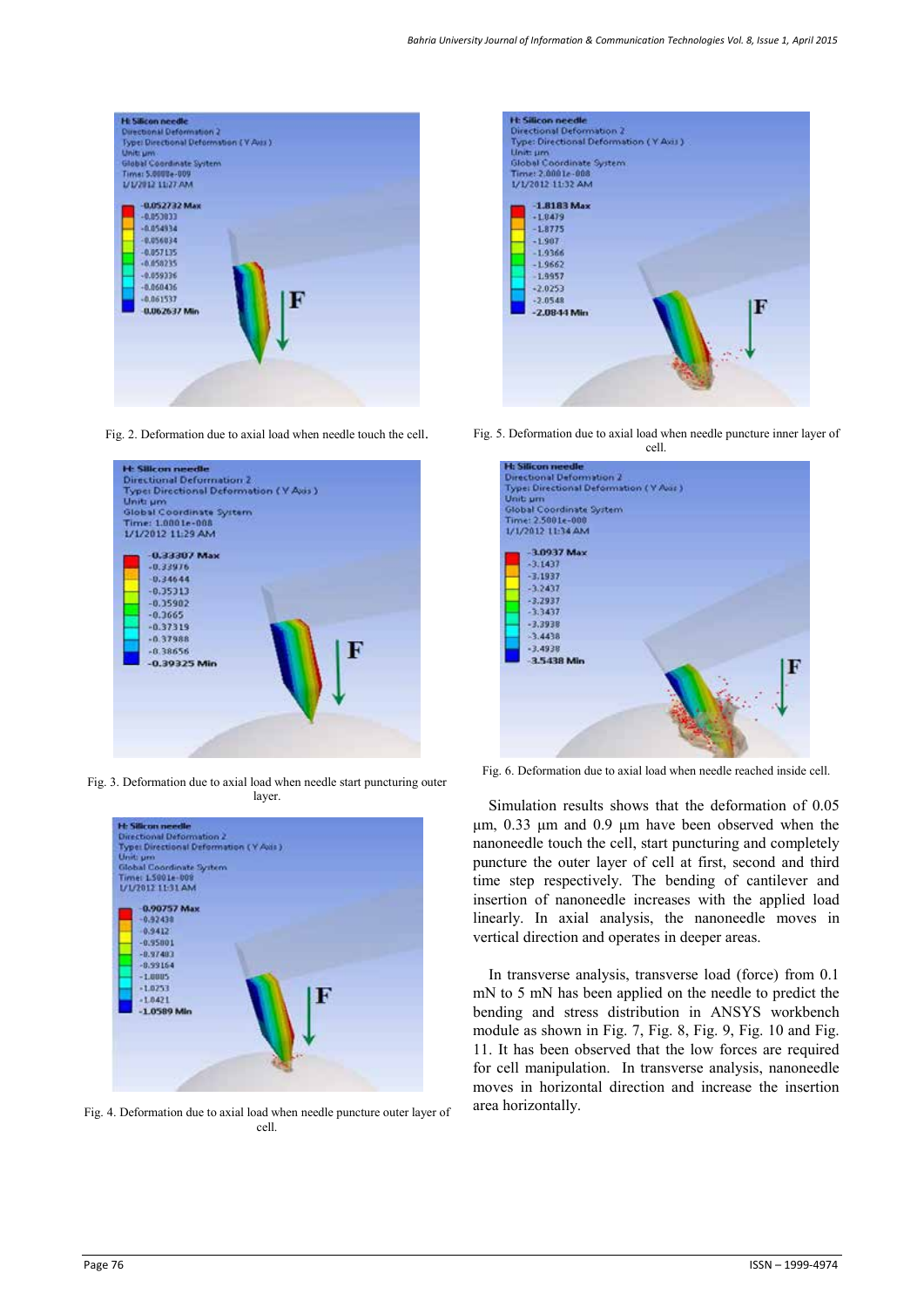Fig. 2. Deformation due to axial load when needle touch the cell.

Fig. 3. Deformation due to axial load when needle start puncturing outer layer.

Fig. 4. Deformation due to axial load when needle puncture outer layer of cell.

Fig. 5. Deformation due to axial load when needle puncture inner layer of cell.

Fig. 6. Deformation due to axial load when needle reached inside cell.

Simulation results shows that the deformation of 0.05 µm, 0.33 µm and 0.9 µm have been observed when the nanoneedle touch the cell, start puncturing and completely puncture the outer layer of cell at first, second and third time step respectively. The bending of cantilever and insertion of nanoneedle increases with the applied load linearly. In axial analysis, the nanoneedle moves in vertical direction and operates in deeper areas.

In transverse analysis, transverse load (force) from 0.1 mN to 5 mN has been applied on the needle to predict the bending and stress distribution in ANSYS workbench module as shown in Fig. 7, Fig. 8, Fig. 9, Fig. 10 and Fig. 11. It has been observed that the low forces are required for cell manipulation. In transverse analysis, nanoneedle moves in horizontal direction and increase the insertion area horizontally.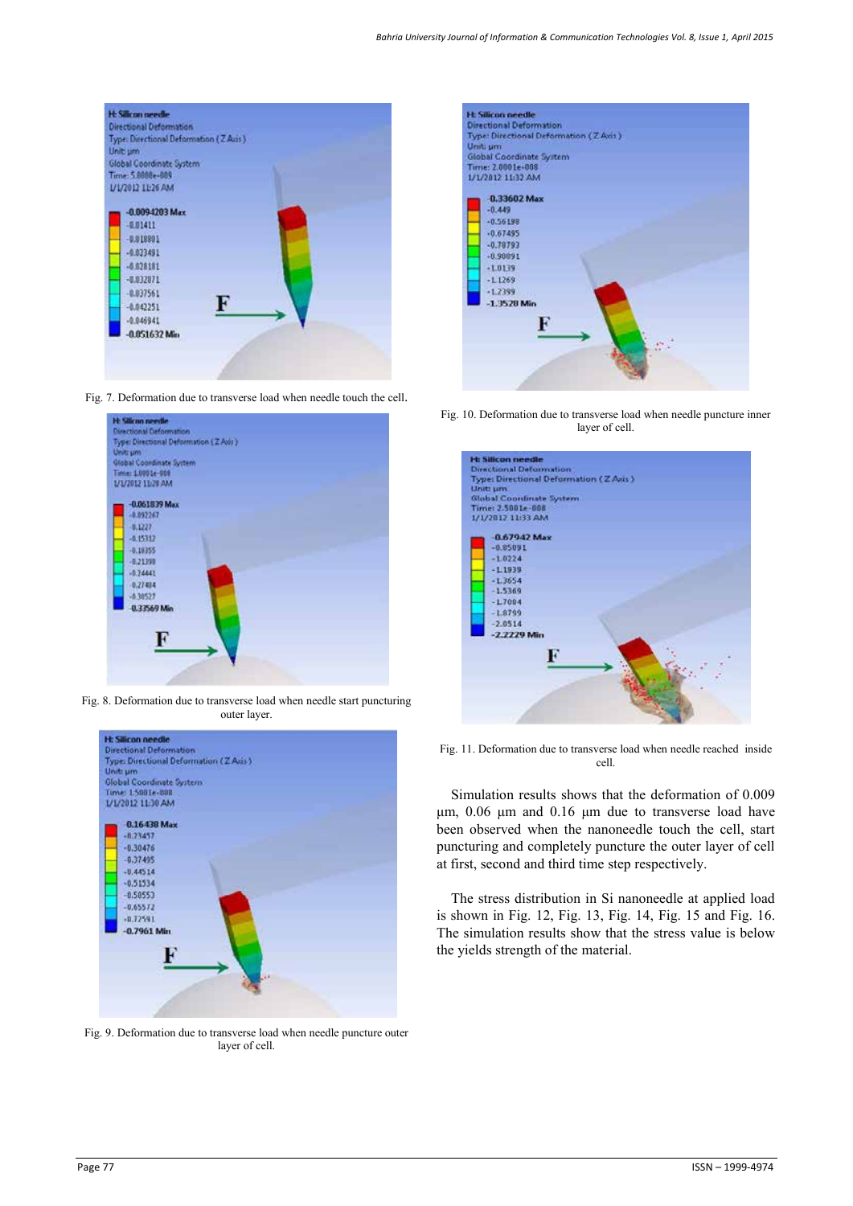Fig. 7. Deformation due to transverse load when needle touch the cell.

Fig. 8. Deformation due to transverse load when needle start puncturing outer layer.

Fig. 9. Deformation due to transverse load when needle puncture outer layer of cell.

Fig. 10. Deformation due to transverse load when needle puncture inner layer of cell.

Fig. 11. Deformation due to transverse load when needle reached inside cell.

Simulation results shows that the deformation of 0.009 µm, 0.06 µm and 0.16 µm due to transverse load have been observed when the nanoneedle touch the cell, start puncturing and completely puncture the outer layer of cell at first, second and third time step respectively.

The stress distribution in Si nanoneedle at applied load is shown in Fig. 12, Fig. 13, Fig. 14, Fig. 15 and Fig. 16. The simulation results show that the stress value is below the yields strength of the material.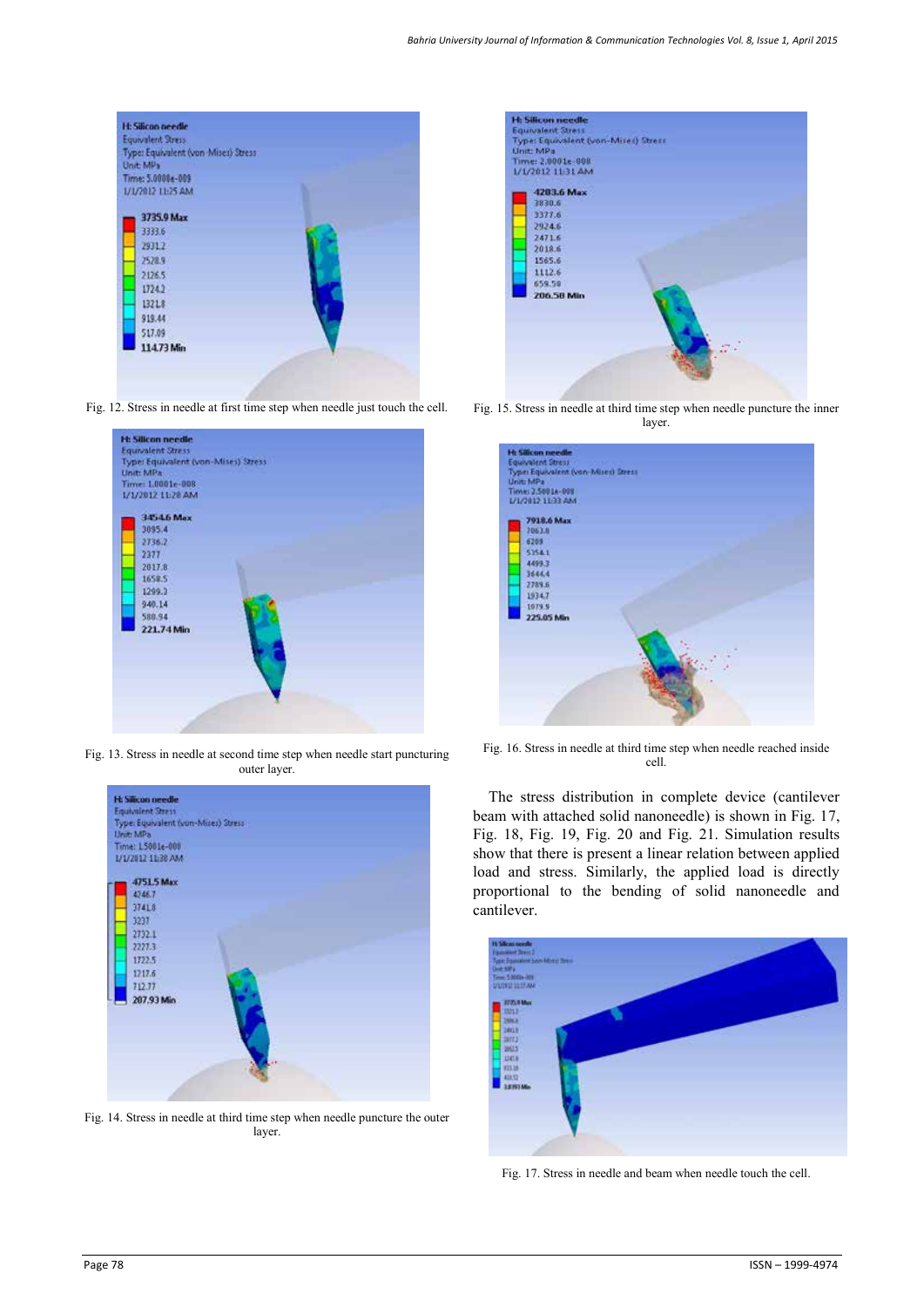Fig. 12. Stress in needle at first time step when needle just touch the cell.

Fig. 13. Stress in needle at second time step when needle start puncturing outer layer.

Fig. 14. Stress in needle at third time step when needle puncture the outer layer.

Fig. 15. Stress in needle at third time step when needle puncture the inner layer.

Fig. 16. Stress in needle at third time step when needle reached inside cell.

The stress distribution in complete device (cantilever beam with attached solid nanoneedle) is shown in Fig. 17, Fig. 18, Fig. 19, Fig. 20 and Fig. 21. Simulation results show that there is present a linear relation between applied load and stress. Similarly, the applied load is directly proportional to the bending of solid nanoneedle and cantilever.

Fig. 17. Stress in needle and beam when needle touch the cell.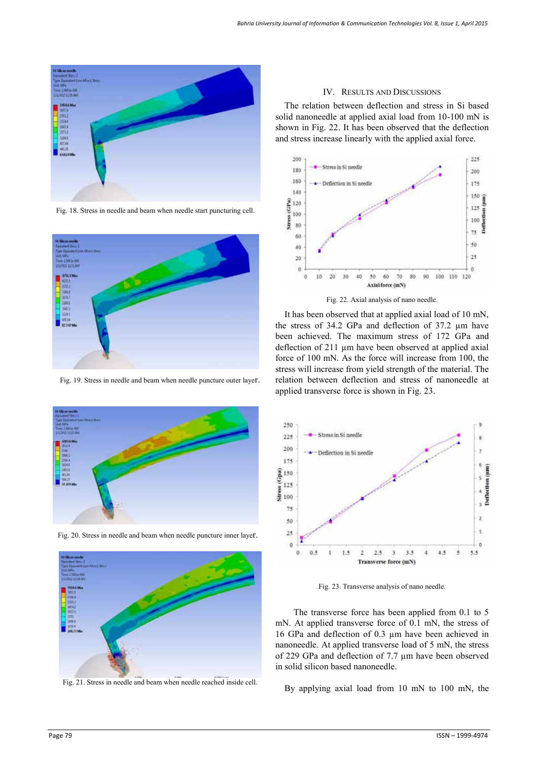Fig. 18. Stress in needle and beam when needle start puncturing cell.

Fig. 19. Stress in needle and beam when needle puncture outer layer.

Fig. 20. Stress in needle and beam when needle puncture inner layer.

Fig. 21. Stress in needle and beam when needle reached inside cell.

## IV. RESULTS AND DISCUSSIONS

The relation between deflection and stress in Si based solid nanoneedle at applied axial load from 10-100 mN is shown in Fig. 22. It has been observed that the deflection and stress increase linearly with the applied axial force.

Fig. 22. Axial analysis of nano needle.

It has been observed that at applied axial load of 10 mN, the stress of 34.2 GPa and deflection of 37.2 µm have been achieved. The maximum stress of 172 GPa and deflection of 211 µm have been observed at applied axial force of 100 mN. As the force will increase from 100, the stress will increase from yield strength of the material. The relation between deflection and stress of nanoneedle at applied transverse force is shown in Fig. 23.

Fig. 23. Transverse analysis of nano needle.

The transverse force has been applied from 0.1 to 5 mN. At applied transverse force of 0.1 mN, the stress of 16 GPa and deflection of 0.3 µm have been achieved in nanoneedle. At applied transverse load of 5 mN, the stress of 229 GPa and deflection of 7.7 µm have been observed in solid silicon based nanoneedle.

By applying axial load from 10 mN to 100 mN, the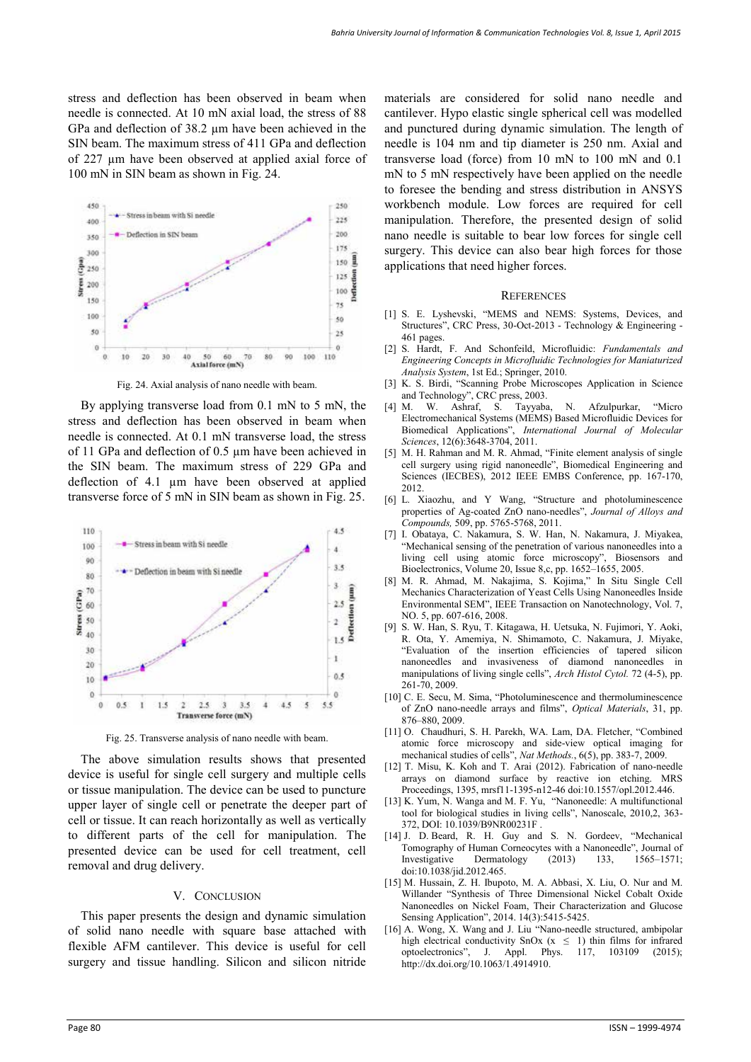stress and deflection has been observed in beam when needle is connected. At 10 mN axial load, the stress of 88 GPa and deflection of 38.2 µm have been achieved in the SIN beam. The maximum stress of 411 GPa and deflection of 227 µm have been observed at applied axial force of 100 mN in SIN beam as shown in Fig. 24.

Stress in beam with Si needle
Deflection in SIN beam
Stress (Gpa)
Deflection (µm)
Axial force (mN)

Fig. 24. Axial analysis of nano needle with beam.

By applying transverse load from 0.1 mN to 5 mN, the stress and deflection has been observed in beam when needle is connected. At 0.1 mN transverse load, the stress of 11 GPa and deflection of 0.5 µm have been achieved in the SIN beam. The maximum stress of 229 GPa and deflection of 4.1 µm have been observed at applied transverse force of 5 mN in SIN beam as shown in Fig. 25.

Stress in beam with Si needle
Deflection in beam with Si needle
Stress (GPa)
Deflection (µm)
Transverse force (mN)

Fig. 25. Transverse analysis of nano needle with beam.

The above simulation results shows that presented device is useful for single cell surgery and multiple cells or tissue manipulation. The device can be used to puncture upper layer of single cell or penetrate the deeper part of cell or tissue. It can reach horizontally as well as vertically to different parts of the cell for manipulation. The presented device can be used for cell treatment, cell removal and drug delivery.

## V. Conclusion

This paper presents the design and dynamic simulation of solid nano needle with square base attached with flexible AFM cantilever. This device is useful for cell surgery and tissue handling. Silicon and silicon nitride materials are considered for solid nano needle and cantilever. Hypo elastic single spherical cell was modelled and punctured during dynamic simulation. The length of needle is 104 nm and tip diameter is 250 nm. Axial and transverse load (force) from 10 mN to 100 mN and 0.1 mN to 5 mN respectively have been applied on the needle to foresee the bending and stress distribution in ANSYS workbench module. Low forces are required for cell manipulation. Therefore, the presented design of solid nano needle is suitable to bear low forces for single cell surgery. This device can also bear high forces for those applications that need higher forces.

## References

[1] S. E. Lyshevski, "MEMS and NEMS: Systems, Devices, and Structures", CRC Press, 30-Oct-2013 - Technology & Engineering - 461 pages.

[2] S. Hardt, F. And Schonfeild, Microfluidic: *Fundamentals and Engineering Concepts in Microfluidic Technologies for Maniaturized Analysis System*, 1st Ed.; Springer, 2010.

[3] K. S. Birdi, "Scanning Probe Microscopes Application in Science and Technology", CRC press, 2003.

[4] M. W. Ashraf, S. Tayyaba, N. Afzulpurkar, "Micro Electromechanical Systems (MEMS) Based Microfluidic Devices for Biomedical Applications", *International Journal of Molecular Sciences*, 12(6):3648-3704, 2011.

[5] M. H. Rahman and M. R. Ahmad, "Finite element analysis of single cell surgery using rigid nanoneedle", Biomedical Engineering and Sciences (IECBES), 2012 IEEE EMBS Conference, pp. 167-170, 2012.

[6] L. Xiaozhu, and Y Wang, "Structure and photoluminescence properties of Ag-coated ZnO nano-needles", *Journal of Alloys and Compounds,* 509, pp. 5765-5768, 2011.

[7] I. Obataya, C. Nakamura, S. W. Han, N. Nakamura, J. Miyakea, "Mechanical sensing of the penetration of various nanoneedles into a living cell using atomic force microscopy", Biosensors and Bioelectronics, Volume 20, Issue 8,c, pp. 1652–1655, 2005.

[8] M. R. Ahmad, M. Nakajima, S. Kojima," In Situ Single Cell Mechanics Characterization of Yeast Cells Using Nanoneedles Inside Environmental SEM", IEEE Transaction on Nanotechnology, Vol. 7, NO. 5, pp. 607-616, 2008.

[9] S. W. Han, S. Ryu, T. Kitagawa, H. Uetsuka, N. Fujimori, Y. Aoki, R. Ota, Y. Amemiya, N. Shimamoto, C. Nakamura, J. Miyake, "Evaluation of the insertion efficiencies of tapered silicon nanoneedles and invasiveness of diamond nanoneedles in manipulations of living single cells", *Arch Histol Cytol.* 72 (4-5), pp. 261-70, 2009.

[10] C. E. Secu, M. Sima, "Photoluminescence and thermoluminescence of ZnO nano-needle arrays and films", *Optical Materials*, 31, pp. 876–880, 2009.

[11] O. Chaudhuri, S. H. Parekh, WA. Lam, DA. Fletcher, "Combined atomic force microscopy and side-view optical imaging for mechanical studies of cells", *Nat Methods.*, 6(5), pp. 383-7, 2009.

[12] T. Misu, K. Koh and T. Arai (2012). Fabrication of nano-needle arrays on diamond surface by reactive ion etching. MRS Proceedings, 1395, mrsf11-1395-n12-46 doi:10.1557/opl.2012.446.

[13] K. Yum, N. Wanga and M. F. Yu, "Nanoneedle: A multifunctional tool for biological studies in living cells", Nanoscale, 2010,2, 363-372, DOI: 10.1039/B9NR00231F .

[14] J. D. Beard, R. H. Guy and S. N. Gordeev, "Mechanical Tomography of Human Corneocytes with a Nanoneedle", Journal of Investigative Dermatology (2013) 133, 1565–1571; doi:10.1038/jid.2012.465.

[15] M. Hussain, Z. H. Ibupoto, M. A. Abbasi, X. Liu, O. Nur and M. Willander "Synthesis of Three Dimensional Nickel Cobalt Oxide Nanoneedles on Nickel Foam, Their Characterization and Glucose Sensing Application", 2014. 14(3):5415-5425.

[16] A. Wong, X. Wang and J. Liu "Nano-needle structured, ambipolar high electrical conductivity SnOx ($x \leq 1$) thin films for infrared optoelectronics", J. Appl. Phys. 117, 103109 (2015); http://dx.doi.org/10.1063/1.4914910.